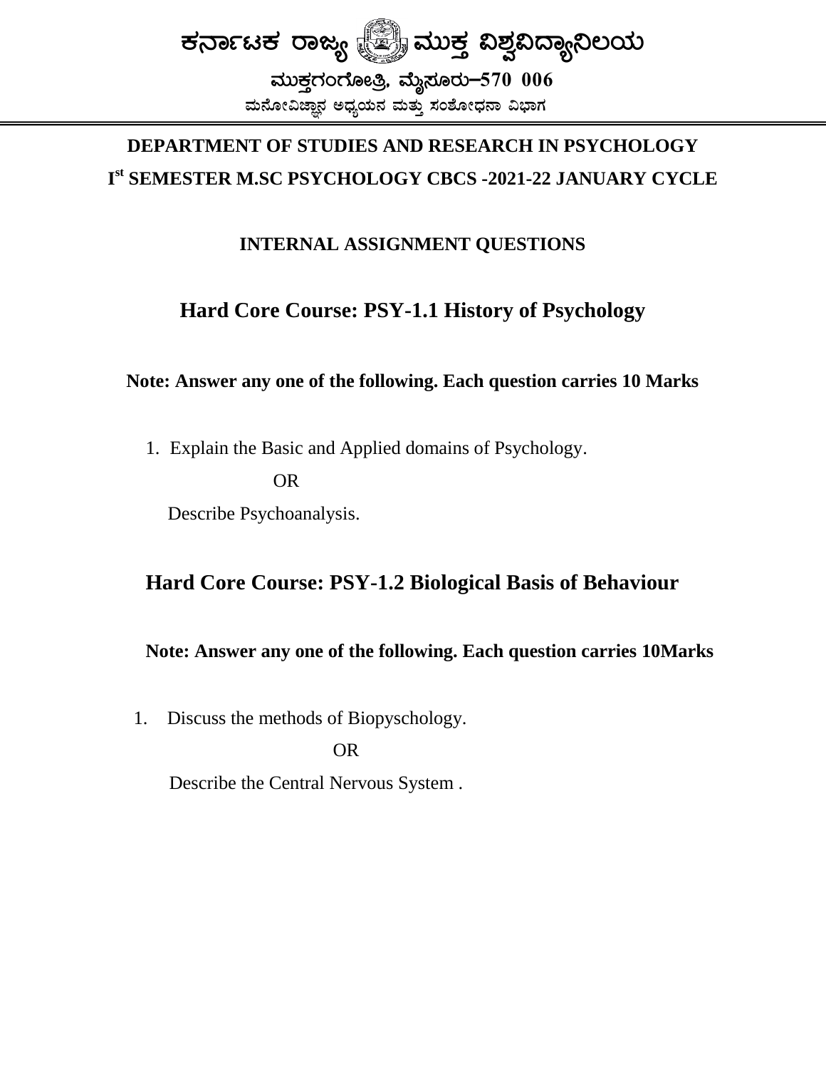# ಕರ್ನಾಟಕ ರಾಜ್ಯ ಮುಕ್ತ ವಿಶ್ವವಿದ್ಯಾನಿಲಯ

**ಮುಕ್ತಗಂಗೋತ್ರಿ, ಮೈಸೂರು–570 006**

**ಮನೋವಿಜ್ಞಾನ ಅಧ್ಯಯನ ಮತ್ತು ಸಂಶೋಧನಾ ವಿಭಾಗ**

## DEPARTMENT OF STUDIES AND RESEARCH IN PSYCHOLOGY

## I[st] SEMESTER M.SC PSYCHOLOGY CBCS -2021-22 JANUARY CYCLE

### INTERNAL ASSIGNMENT QUESTIONS

## Hard Core Course: PSY-1.1 History of Psychology

**Note: Answer any one of the following. Each question carries 10 Marks**

1. Explain the Basic and Applied domains of Psychology.

   OR

   Describe Psychoanalysis.

## Hard Core Course: PSY-1.2 Biological Basis of Behaviour

**Note: Answer any one of the following. Each question carries 10Marks**

1. Discuss the methods of Biopyschology.

   OR

   Describe the Central Nervous System .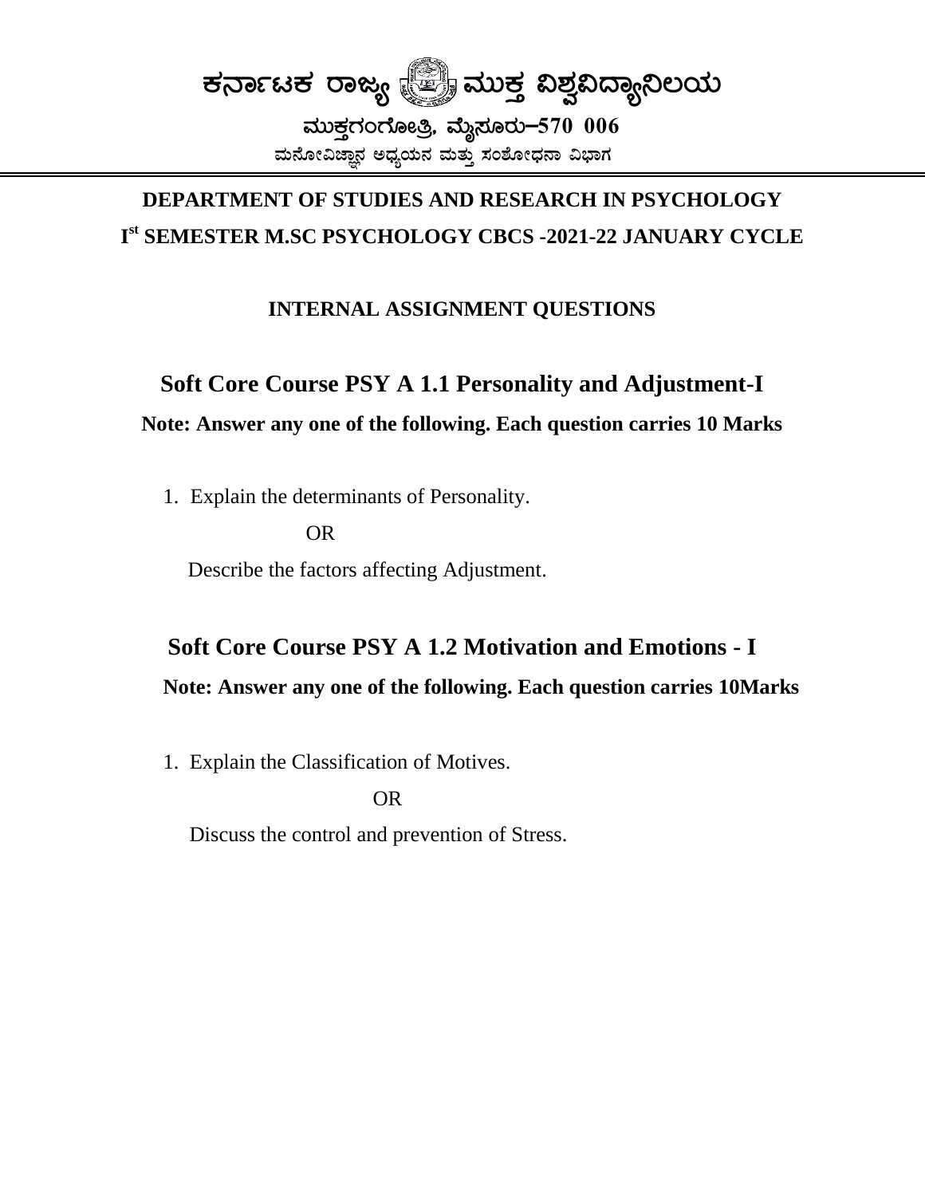# ಕರ್ನಾಟಕ ರಾಜ್ಯ ಮುಕ್ತ ವಿಶ್ವವಿದ್ಯಾನಿಲಯ

**ಮುಕ್ತಗಂಗೋತ್ರಿ, ಮೈಸೂರು–570 006**

**ಮನೋವಿಜ್ಞಾನ ಅಧ್ಯಯನ ಮತ್ತು ಸಂಶೋಧನಾ ವಿಭಾಗ**

---

## DEPARTMENT OF STUDIES AND RESEARCH IN PSYCHOLOGY

## I[st] SEMESTER M.SC PSYCHOLOGY CBCS -2021-22 JANUARY CYCLE

### INTERNAL ASSIGNMENT QUESTIONS

## Soft Core Course PSY A 1.1 Personality and Adjustment-I

**Note: Answer any one of the following. Each question carries 10 Marks**

1. Explain the determinants of Personality.

   OR

   Describe the factors affecting Adjustment.

## Soft Core Course PSY A 1.2 Motivation and Emotions - I

**Note: Answer any one of the following. Each question carries 10Marks**

1. Explain the Classification of Motives.

   OR

   Discuss the control and prevention of Stress.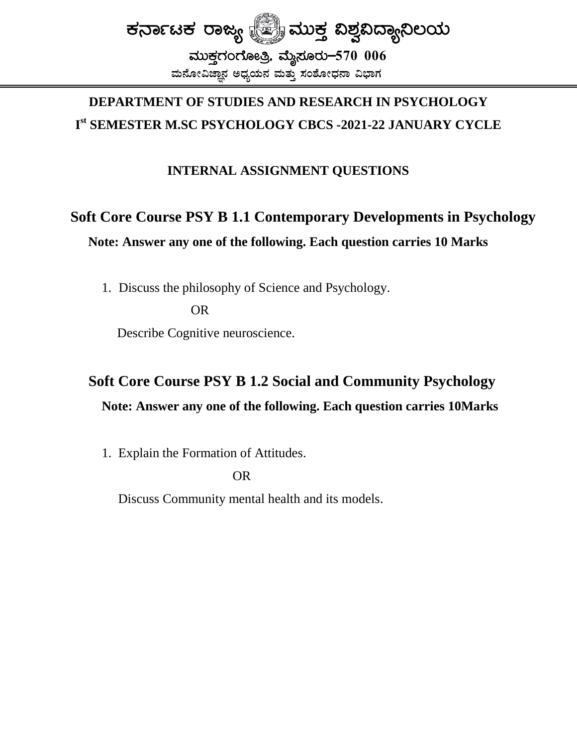# ಕರ್ನಾಟಕ ರಾಜ್ಯ ಮುಕ್ತ ವಿಶ್ವವಿದ್ಯಾನಿಲಯ

**ಮುಕ್ತಗಂಗೋತ್ರಿ, ಮೈಸೂರು–570 006**

**ಮನೋವಿಜ್ಞಾನ ಅಧ್ಯಯನ ಮತ್ತು ಸಂಶೋಧನಾ ವಿಭಾಗ**

## DEPARTMENT OF STUDIES AND RESEARCH IN PSYCHOLOGY

## I[st] SEMESTER M.SC PSYCHOLOGY CBCS -2021-22 JANUARY CYCLE

### INTERNAL ASSIGNMENT QUESTIONS

### Soft Core Course PSY B 1.1 Contemporary Developments in Psychology

**Note: Answer any one of the following. Each question carries 10 Marks**

1. Discuss the philosophy of Science and Psychology.

   OR

   Describe Cognitive neuroscience.

### Soft Core Course PSY B 1.2 Social and Community Psychology

**Note: Answer any one of the following. Each question carries 10Marks**

1. Explain the Formation of Attitudes.

   OR

   Discuss Community mental health and its models.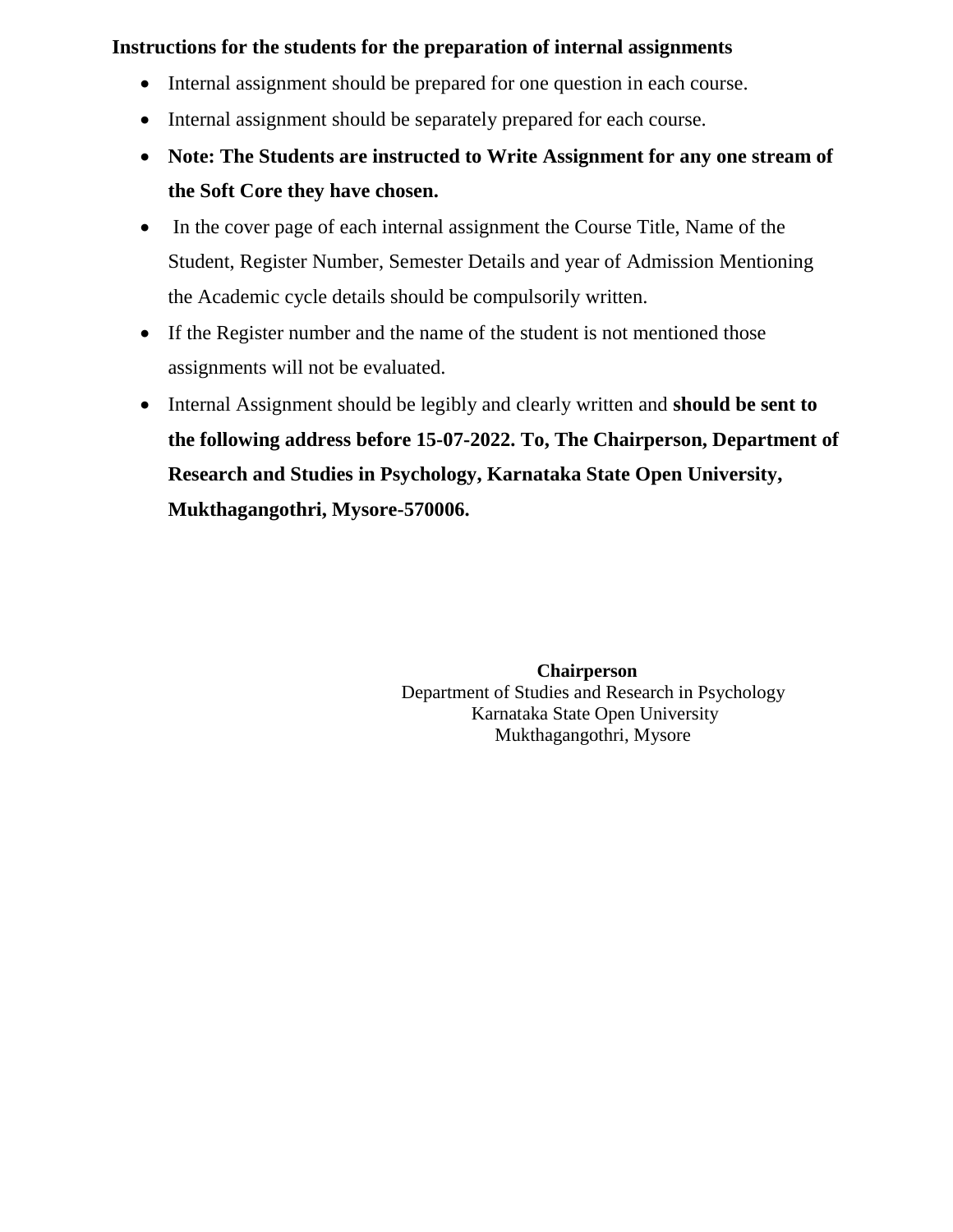**Instructions for the students for the preparation of internal assignments**

- Internal assignment should be prepared for one question in each course.
- Internal assignment should be separately prepared for each course.
- **Note: The Students are instructed to Write Assignment for any one stream of the Soft Core they have chosen.**
- In the cover page of each internal assignment the Course Title, Name of the Student, Register Number, Semester Details and year of Admission Mentioning the Academic cycle details should be compulsorily written.
- If the Register number and the name of the student is not mentioned those assignments will not be evaluated.
- Internal Assignment should be legibly and clearly written and **should be sent to the following address before 15-07-2022. To, The Chairperson, Department of Research and Studies in Psychology, Karnataka State Open University, Mukthagangothri, Mysore-570006.**

**Chairperson**
Department of Studies and Research in Psychology
Karnataka State Open University
Mukthagangothri, Mysore